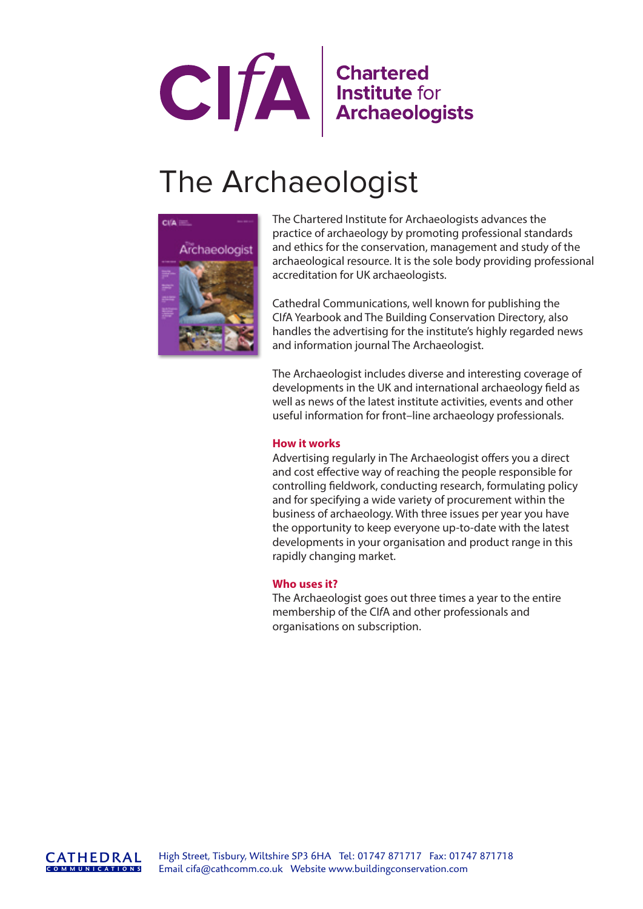CI*f*A | Chartered Institute for Archaeologists

# The Archaeologist

The Chartered Institute for Archaeologists advances the practice of archaeology by promoting professional standards and ethics for the conservation, management and study of the archaeological resource. It is the sole body providing professional accreditation for UK archaeologists.

Cathedral Communications, well known for publishing the CI*f*A Yearbook and The Building Conservation Directory, also handles the advertising for the institute's highly regarded news and information journal The Archaeologist.

The Archaeologist includes diverse and interesting coverage of developments in the UK and international archaeology field as well as news of the latest institute activities, events and other useful information for front–line archaeology professionals.

### How it works

Advertising regularly in The Archaeologist offers you a direct and cost effective way of reaching the people responsible for controlling fieldwork, conducting research, formulating policy and for specifying a wide variety of procurement within the business of archaeology. With three issues per year you have the opportunity to keep everyone up-to-date with the latest developments in your organisation and product range in this rapidly changing market.

### Who uses it?

The Archaeologist goes out three times a year to the entire membership of the CI*f*A and other professionals and organisations on subscription.

CATHEDRAL COMMUNICATIONS

High Street, Tisbury, Wiltshire SP3 6HA Tel: 01747 871717 Fax: 01747 871718
Email cifa@cathcomm.co.uk Website www.buildingconservation.com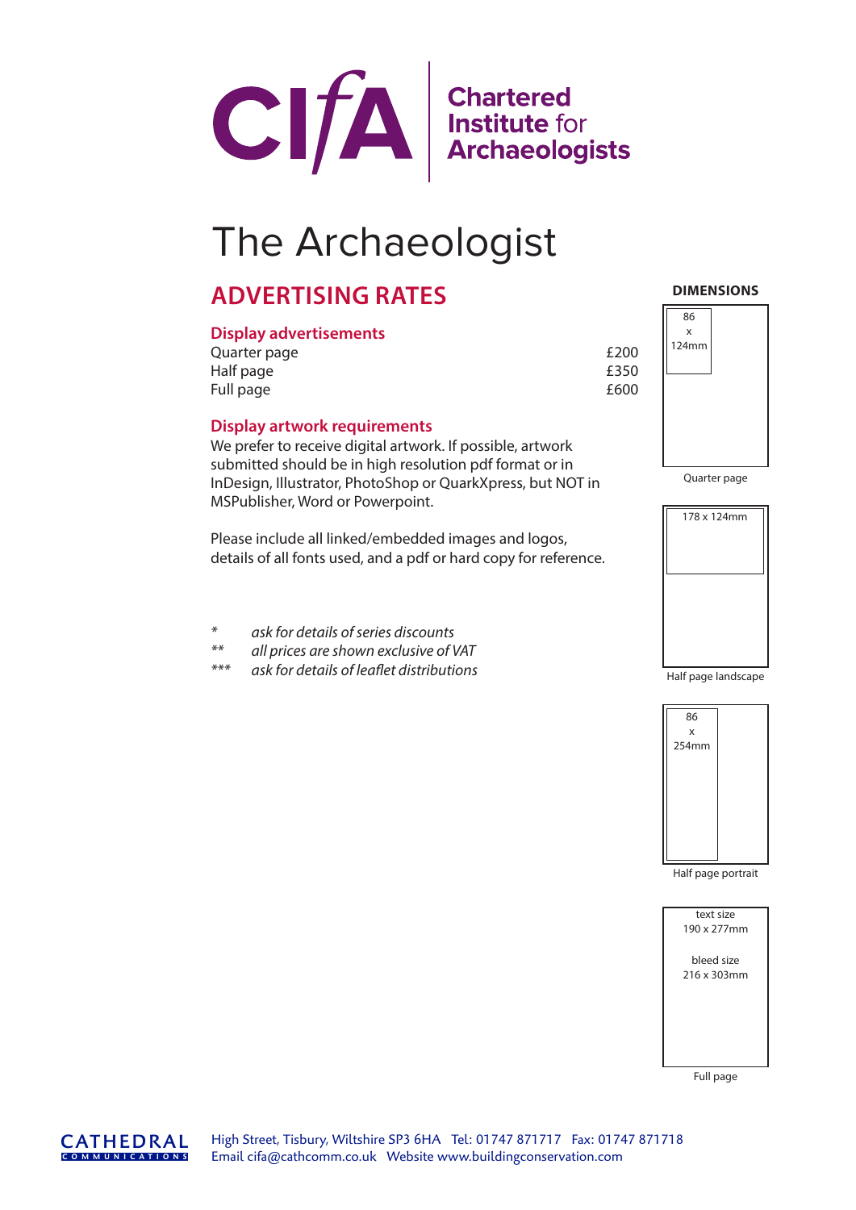Chartered Institute for Archaeologists

# The Archaeologist

## ADVERTISING RATES

### Display advertisements

| | |
|---|---|
| Quarter page | £200 |
| Half page | £350 |
| Full page | £600 |

### Display artwork requirements

We prefer to receive digital artwork. If possible, artwork submitted should be in high resolution pdf format or in InDesign, Illustrator, PhotoShop or QuarkXpress, but NOT in MSPublisher, Word or Powerpoint.

Please include all linked/embedded images and logos, details of all fonts used, and a pdf or hard copy for reference.

\* *ask for details of series discounts*

\** *all prices are shown exclusive of VAT*

\*** *ask for details of leaflet distributions*

### DIMENSIONS

86 x 124mm

Quarter page

178 x 124mm

Half page landscape

86 x 254mm

Half page portrait

text size 190 x 277mm

bleed size 216 x 303mm

Full page

CATHEDRAL COMMUNICATIONS

High Street, Tisbury, Wiltshire SP3 6HA Tel: 01747 871717 Fax: 01747 871718
Email cifa@cathcomm.co.uk Website www.buildingconservation.com